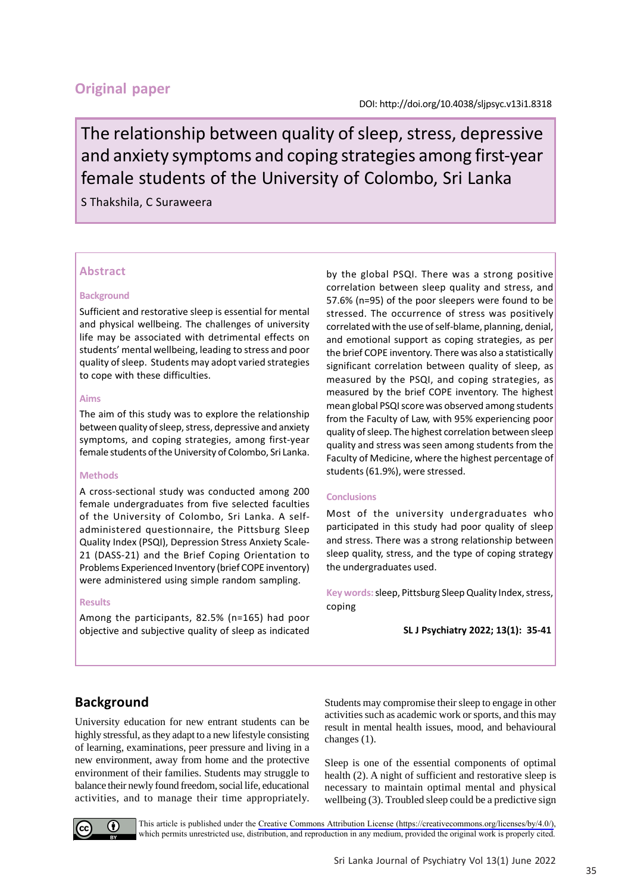## Original paper

DOI: http://doi.org/10.4038/sljpsyc.v13i1.8318

# The relationship between quality of sleep, stress, depressive and anxiety symptoms and coping strategies among first-year female students of the University of Colombo, Sri Lanka

S Thakshila, C Suraweera

## Abstract

### Background

Sufficient and restorative sleep is essential for mental and physical wellbeing. The challenges of university life may be associated with detrimental effects on students' mental wellbeing, leading to stress and poor quality of sleep. Students may adopt varied strategies to cope with these difficulties.

### Aims

The aim of this study was to explore the relationship between quality of sleep, stress, depressive and anxiety symptoms, and coping strategies, among first-year female students of the University of Colombo, Sri Lanka.

### Methods

A cross-sectional study was conducted among 200 female undergraduates from five selected faculties of the University of Colombo, Sri Lanka. A self-administered questionnaire, the Pittsburg Sleep Quality Index (PSQI), Depression Stress Anxiety Scale-21 (DASS-21) and the Brief Coping Orientation to Problems Experienced Inventory (brief COPE inventory) were administered using simple random sampling.

### Results

Among the participants, 82.5% (n=165) had poor objective and subjective quality of sleep as indicated by the global PSQI. There was a strong positive correlation between sleep quality and stress, and 57.6% (n=95) of the poor sleepers were found to be stressed. The occurrence of stress was positively correlated with the use of self-blame, planning, denial, and emotional support as coping strategies, as per the brief COPE inventory. There was also a statistically significant correlation between quality of sleep, as measured by the PSQI, and coping strategies, as measured by the brief COPE inventory. The highest mean global PSQI score was observed among students from the Faculty of Law, with 95% experiencing poor quality of sleep. The highest correlation between sleep quality and stress was seen among students from the Faculty of Medicine, where the highest percentage of students (61.9%), were stressed.

### Conclusions

Most of the university undergraduates who participated in this study had poor quality of sleep and stress. There was a strong relationship between sleep quality, stress, and the type of coping strategy the undergraduates used.

**Key words:** sleep, Pittsburg Sleep Quality Index, stress, coping

## Background

University education for new entrant students can be highly stressful, as they adapt to a new lifestyle consisting of learning, examinations, peer pressure and living in a new environment, away from home and the protective environment of their families. Students may struggle to balance their newly found freedom, social life, educational activities, and to manage their time appropriately. Students may compromise their sleep to engage in other activities such as academic work or sports, and this may result in mental health issues, mood, and behavioural changes (1).

Sleep is one of the essential components of optimal health (2). A night of sufficient and restorative sleep is necessary to maintain optimal mental and physical wellbeing (3). Troubled sleep could be a predictive sign

This article is published under the Creative Commons Attribution License (https://creativecommons.org/licenses/by/4.0/), which permits unrestricted use, distribution, and reproduction in any medium, provided the original work is properly cited.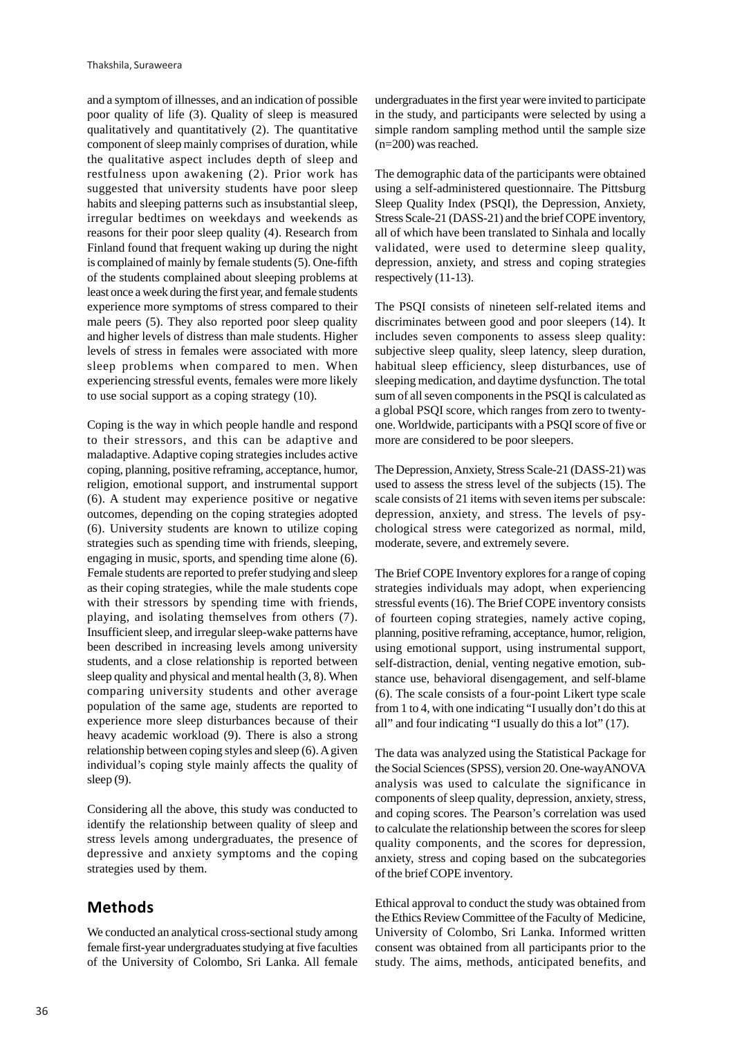and a symptom of illnesses, and an indication of possible poor quality of life (3). Quality of sleep is measured qualitatively and quantitatively (2). The quantitative component of sleep mainly comprises of duration, while the qualitative aspect includes depth of sleep and restfulness upon awakening (2). Prior work has suggested that university students have poor sleep habits and sleeping patterns such as insubstantial sleep, irregular bedtimes on weekdays and weekends as reasons for their poor sleep quality (4). Research from Finland found that frequent waking up during the night is complained of mainly by female students (5). One-fifth of the students complained about sleeping problems at least once a week during the first year, and female students experience more symptoms of stress compared to their male peers (5). They also reported poor sleep quality and higher levels of distress than male students. Higher levels of stress in females were associated with more sleep problems when compared to men. When experiencing stressful events, females were more likely to use social support as a coping strategy (10).

Coping is the way in which people handle and respond to their stressors, and this can be adaptive and maladaptive. Adaptive coping strategies includes active coping, planning, positive reframing, acceptance, humor, religion, emotional support, and instrumental support (6). A student may experience positive or negative outcomes, depending on the coping strategies adopted (6). University students are known to utilize coping strategies such as spending time with friends, sleeping, engaging in music, sports, and spending time alone (6). Female students are reported to prefer studying and sleep as their coping strategies, while the male students cope with their stressors by spending time with friends, playing, and isolating themselves from others (7). Insufficient sleep, and irregular sleep-wake patterns have been described in increasing levels among university students, and a close relationship is reported between sleep quality and physical and mental health (3, 8). When comparing university students and other average population of the same age, students are reported to experience more sleep disturbances because of their heavy academic workload (9). There is also a strong relationship between coping styles and sleep (6). A given individual's coping style mainly affects the quality of sleep (9).

Considering all the above, this study was conducted to identify the relationship between quality of sleep and stress levels among undergraduates, the presence of depressive and anxiety symptoms and the coping strategies used by them.

## Methods

We conducted an analytical cross-sectional study among female first-year undergraduates studying at five faculties of the University of Colombo, Sri Lanka. All female undergraduates in the first year were invited to participate in the study, and participants were selected by using a simple random sampling method until the sample size (n=200) was reached.

The demographic data of the participants were obtained using a self-administered questionnaire. The Pittsburg Sleep Quality Index (PSQI), the Depression, Anxiety, Stress Scale-21 (DASS-21) and the brief COPE inventory, all of which have been translated to Sinhala and locally validated, were used to determine sleep quality, depression, anxiety, and stress and coping strategies respectively (11-13).

The PSQI consists of nineteen self-related items and discriminates between good and poor sleepers (14). It includes seven components to assess sleep quality: subjective sleep quality, sleep latency, sleep duration, habitual sleep efficiency, sleep disturbances, use of sleeping medication, and daytime dysfunction. The total sum of all seven components in the PSQI is calculated as a global PSQI score, which ranges from zero to twenty-one. Worldwide, participants with a PSQI score of five or more are considered to be poor sleepers.

The Depression, Anxiety, Stress Scale-21 (DASS-21) was used to assess the stress level of the subjects (15). The scale consists of 21 items with seven items per subscale: depression, anxiety, and stress. The levels of psychological stress were categorized as normal, mild, moderate, severe, and extremely severe.

The Brief COPE Inventory explores for a range of coping strategies individuals may adopt, when experiencing stressful events (16). The Brief COPE inventory consists of fourteen coping strategies, namely active coping, planning, positive reframing, acceptance, humor, religion, using emotional support, using instrumental support, self-distraction, denial, venting negative emotion, substance use, behavioral disengagement, and self-blame (6). The scale consists of a four-point Likert type scale from 1 to 4, with one indicating "I usually don't do this at all" and four indicating "I usually do this a lot" (17).

The data was analyzed using the Statistical Package for the Social Sciences (SPSS), version 20. One-way ANOVA analysis was used to calculate the significance in components of sleep quality, depression, anxiety, stress, and coping scores. The Pearson's correlation was used to calculate the relationship between the scores for sleep quality components, and the scores for depression, anxiety, stress and coping based on the subcategories of the brief COPE inventory.

Ethical approval to conduct the study was obtained from the Ethics Review Committee of the Faculty of Medicine, University of Colombo, Sri Lanka. Informed written consent was obtained from all participants prior to the study. The aims, methods, anticipated benefits, and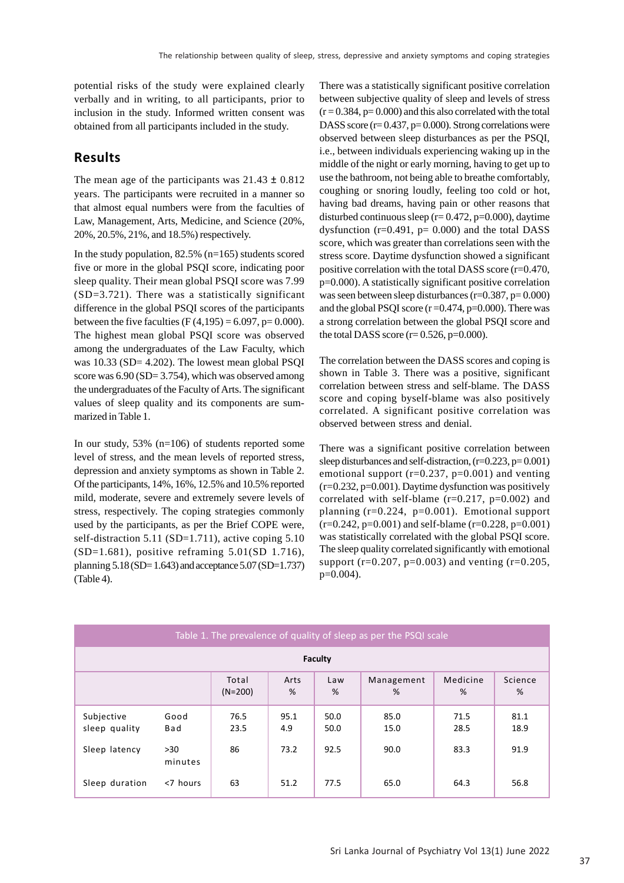potential risks of the study were explained clearly verbally and in writing, to all participants, prior to inclusion in the study. Informed written consent was obtained from all participants included in the study.

## Results

The mean age of the participants was 21.43 ± 0.812 years. The participants were recruited in a manner so that almost equal numbers were from the faculties of Law, Management, Arts, Medicine, and Science (20%, 20%, 20.5%, 21%, and 18.5%) respectively.

In the study population, 82.5% (n=165) students scored five or more in the global PSQI score, indicating poor sleep quality. Their mean global PSQI score was 7.99 (SD=3.721). There was a statistically significant difference in the global PSQI scores of the participants between the five faculties ($F(4,195) = 6.097$, $p = 0.000$). The highest mean global PSQI score was observed among the undergraduates of the Law Faculty, which was 10.33 (SD= 4.202). The lowest mean global PSQI score was 6.90 (SD= 3.754), which was observed among the undergraduates of the Faculty of Arts. The significant values of sleep quality and its components are summarized in Table 1.

In our study, 53% (n=106) of students reported some level of stress, and the mean levels of reported stress, depression and anxiety symptoms as shown in Table 2. Of the participants, 14%, 16%, 12.5% and 10.5% reported mild, moderate, severe and extremely severe levels of stress, respectively. The coping strategies commonly used by the participants, as per the Brief COPE were, self-distraction 5.11 (SD=1.711), active coping 5.10 (SD=1.681), positive reframing 5.01(SD 1.716), planning 5.18 (SD= 1.643) and acceptance 5.07 (SD=1.737) (Table 4).

There was a statistically significant positive correlation between subjective quality of sleep and levels of stress ($r = 0.384$, $p = 0.000$) and this also correlated with the total DASS score ($r = 0.437$, $p = 0.000$). Strong correlations were observed between sleep disturbances as per the PSQI, i.e., between individuals experiencing waking up in the middle of the night or early morning, having to get up to use the bathroom, not being able to breathe comfortably, coughing or snoring loudly, feeling too cold or hot, having bad dreams, having pain or other reasons that disturbed continuous sleep ($r = 0.472$, $p=0.000$), daytime dysfunction ($r=0.491$, $p = 0.000$) and the total DASS score, which was greater than correlations seen with the stress score. Daytime dysfunction showed a significant positive correlation with the total DASS score ($r=0.470$, $p=0.000$). A statistically significant positive correlation was seen between sleep disturbances ($r=0.387$, $p = 0.000$) and the global PSQI score ($r = 0.474$, $p=0.000$). There was a strong correlation between the global PSQI score and the total DASS score ($r = 0.526$, $p=0.000$).

The correlation between the DASS scores and coping is shown in Table 3. There was a positive, significant correlation between stress and self-blame. The DASS score and coping byself-blame was also positively correlated. A significant positive correlation was observed between stress and denial.

There was a significant positive correlation between sleep disturbances and self-distraction, ($r=0.223$, $p = 0.001$) emotional support ($r=0.237$, $p=0.001$) and venting ($r=0.232$, $p=0.001$). Daytime dysfunction was positively correlated with self-blame ($r=0.217$, $p=0.002$) and planning ($r=0.224$, $p=0.001$). Emotional support ($r=0.242$, $p=0.001$) and self-blame ($r=0.228$, $p=0.001$) was statistically correlated with the global PSQI score. The sleep quality correlated significantly with emotional support ($r=0.207$, $p=0.003$) and venting ($r=0.205$, $p=0.004$).

Table 1. The prevalence of quality of sleep as per the PSQI scale

| | | Faculty | | | | | |
|---|---|---|---|---|---|---|---|
| | | Total (N=200) | Arts % | Law % | Management % | Medicine % | Science % |
| Subjective sleep quality | Good | 76.5 | 95.1 | 50.0 | 85.0 | 71.5 | 81.1 |
| | Bad | 23.5 | 4.9 | 50.0 | 15.0 | 28.5 | 18.9 |
| Sleep latency | >30 minutes | 86 | 73.2 | 92.5 | 90.0 | 83.3 | 91.9 |
| Sleep duration | <7 hours | 63 | 51.2 | 77.5 | 65.0 | 64.3 | 56.8 |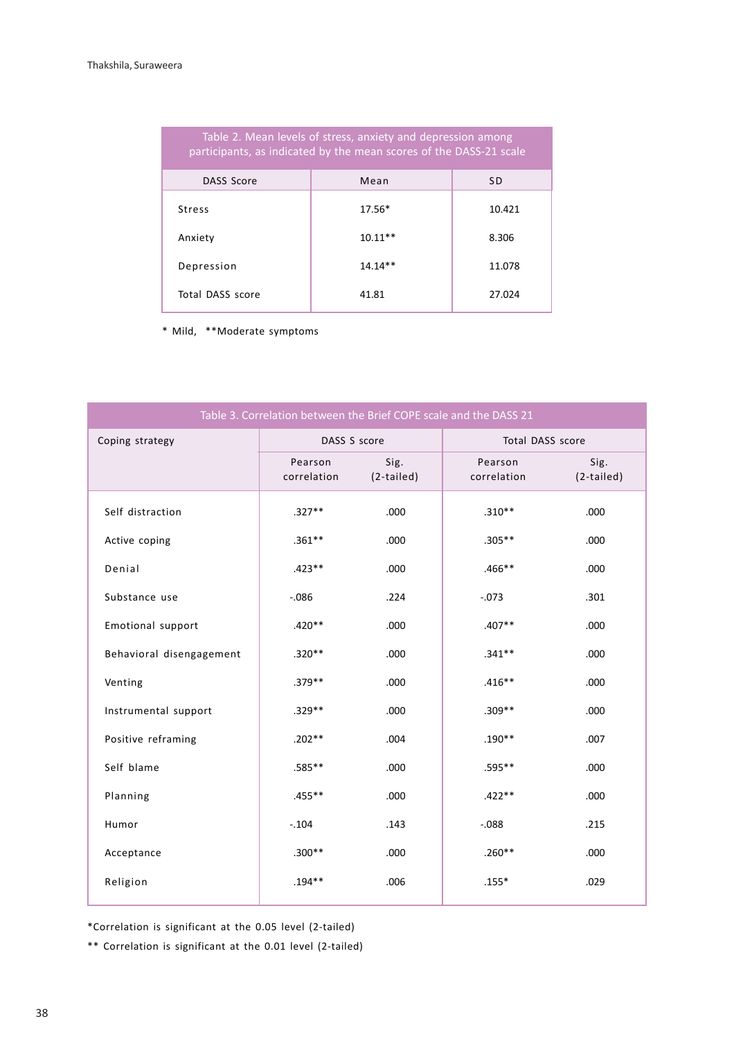Table 2. Mean levels of stress, anxiety and depression among participants, as indicated by the mean scores of the DASS-21 scale

| DASS Score | Mean | SD |
|---|---|---|
| Stress | 17.56* | 10.421 |
| Anxiety | 10.11** | 8.306 |
| Depression | 14.14** | 11.078 |
| Total DASS score | 41.81 | 27.024 |

* Mild, **Moderate symptoms

Table 3. Correlation between the Brief COPE scale and the DASS 21

| Coping strategy | DASS S score | | Total DASS score | |
|---|---|---|---|---|
| | Pearson correlation | Sig. (2-tailed) | Pearson correlation | Sig. (2-tailed) |
| Self distraction | .327** | .000 | .310** | .000 |
| Active coping | .361** | .000 | .305** | .000 |
| Denial | .423** | .000 | .466** | .000 |
| Substance use | -.086 | .224 | -.073 | .301 |
| Emotional support | .420** | .000 | .407** | .000 |
| Behavioral disengagement | .320** | .000 | .341** | .000 |
| Venting | .379** | .000 | .416** | .000 |
| Instrumental support | .329** | .000 | .309** | .000 |
| Positive reframing | .202** | .004 | .190** | .007 |
| Self blame | .585** | .000 | .595** | .000 |
| Planning | .455** | .000 | .422** | .000 |
| Humor | -.104 | .143 | -.088 | .215 |
| Acceptance | .300** | .000 | .260** | .000 |
| Religion | .194** | .006 | .155* | .029 |

*Correlation is significant at the 0.05 level (2-tailed)

** Correlation is significant at the 0.01 level (2-tailed)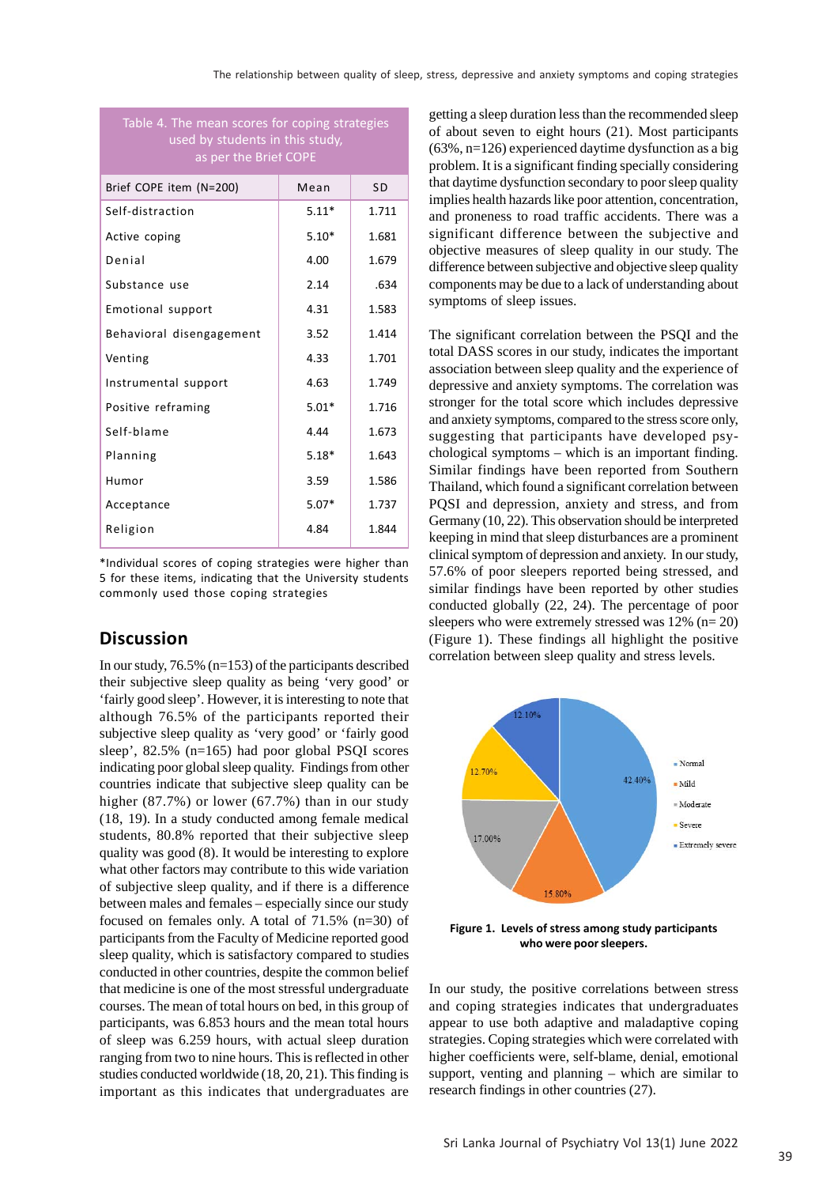Table 4. The mean scores for coping strategies used by students in this study, as per the Brief COPE

| Brief COPE item (N=200) | Mean | SD |
|---|---|---|
| Self-distraction | 5.11* | 1.711 |
| Active coping | 5.10* | 1.681 |
| Denial | 4.00 | 1.679 |
| Substance use | 2.14 | .634 |
| Emotional support | 4.31 | 1.583 |
| Behavioral disengagement | 3.52 | 1.414 |
| Venting | 4.33 | 1.701 |
| Instrumental support | 4.63 | 1.749 |
| Positive reframing | 5.01* | 1.716 |
| Self-blame | 4.44 | 1.673 |
| Planning | 5.18* | 1.643 |
| Humor | 3.59 | 1.586 |
| Acceptance | 5.07* | 1.737 |
| Religion | 4.84 | 1.844 |

*Individual scores of coping strategies were higher than 5 for these items, indicating that the University students commonly used those coping strategies

## Discussion

In our study, 76.5% (n=153) of the participants described their subjective sleep quality as being 'very good' or 'fairly good sleep'. However, it is interesting to note that although 76.5% of the participants reported their subjective sleep quality as 'very good' or 'fairly good sleep', 82.5% (n=165) had poor global PSQI scores indicating poor global sleep quality. Findings from other countries indicate that subjective sleep quality can be higher (87.7%) or lower (67.7%) than in our study (18, 19). In a study conducted among female medical students, 80.8% reported that their subjective sleep quality was good (8). It would be interesting to explore what other factors may contribute to this wide variation of subjective sleep quality, and if there is a difference between males and females – especially since our study focused on females only. A total of 71.5% (n=30) of participants from the Faculty of Medicine reported good sleep quality, which is satisfactory compared to studies conducted in other countries, despite the common belief that medicine is one of the most stressful undergraduate courses. The mean of total hours on bed, in this group of participants, was 6.853 hours and the mean total hours of sleep was 6.259 hours, with actual sleep duration ranging from two to nine hours. This is reflected in other studies conducted worldwide (18, 20, 21). This finding is important as this indicates that undergraduates are getting a sleep duration less than the recommended sleep of about seven to eight hours (21). Most participants (63%, n=126) experienced daytime dysfunction as a big problem. It is a significant finding specially considering that daytime dysfunction secondary to poor sleep quality implies health hazards like poor attention, concentration, and proneness to road traffic accidents. There was a significant difference between the subjective and objective measures of sleep quality in our study. The difference between subjective and objective sleep quality components may be due to a lack of understanding about symptoms of sleep issues.

The significant correlation between the PSQI and the total DASS scores in our study, indicates the important association between sleep quality and the experience of depressive and anxiety symptoms. The correlation was stronger for the total score which includes depressive and anxiety symptoms, compared to the stress score only, suggesting that participants have developed psychological symptoms – which is an important finding. Similar findings have been reported from Southern Thailand, which found a significant correlation between PQSI and depression, anxiety and stress, and from Germany (10, 22). This observation should be interpreted keeping in mind that sleep disturbances are a prominent clinical symptom of depression and anxiety. In our study, 57.6% of poor sleepers reported being stressed, and similar findings have been reported by other studies conducted globally (22, 24). The percentage of poor sleepers who were extremely stressed was 12% (n= 20) (Figure 1). These findings all highlight the positive correlation between sleep quality and stress levels.

**Figure 1. Levels of stress among study participants who were poor sleepers.**

In our study, the positive correlations between stress and coping strategies indicates that undergraduates appear to use both adaptive and maladaptive coping strategies. Coping strategies which were correlated with higher coefficients were, self-blame, denial, emotional support, venting and planning – which are similar to research findings in other countries (27).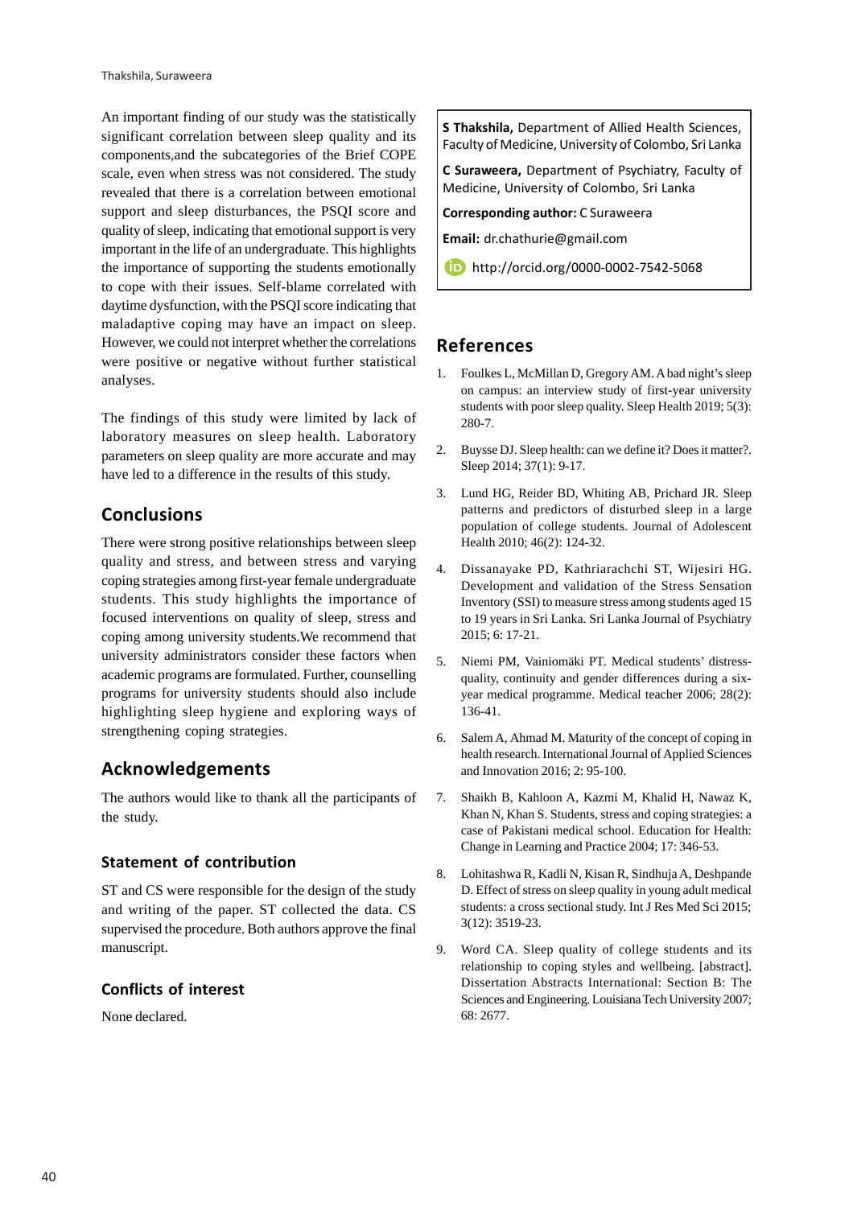An important finding of our study was the statistically significant correlation between sleep quality and its components,and the subcategories of the Brief COPE scale, even when stress was not considered. The study revealed that there is a correlation between emotional support and sleep disturbances, the PSQI score and quality of sleep, indicating that emotional support is very important in the life of an undergraduate. This highlights the importance of supporting the students emotionally to cope with their issues. Self-blame correlated with daytime dysfunction, with the PSQI score indicating that maladaptive coping may have an impact on sleep. However, we could not interpret whether the correlations were positive or negative without further statistical analyses.

The findings of this study were limited by lack of laboratory measures on sleep health. Laboratory parameters on sleep quality are more accurate and may have led to a difference in the results of this study.

## Conclusions

There were strong positive relationships between sleep quality and stress, and between stress and varying coping strategies among first-year female undergraduate students. This study highlights the importance of focused interventions on quality of sleep, stress and coping among university students.We recommend that university administrators consider these factors when academic programs are formulated. Further, counselling programs for university students should also include highlighting sleep hygiene and exploring ways of strengthening coping strategies.

## Acknowledgements

The authors would like to thank all the participants of the study.

### Statement of contribution

ST and CS were responsible for the design of the study and writing of the paper. ST collected the data. CS supervised the procedure. Both authors approve the final manuscript.

### Conflicts of interest

None declared.

**S Thakshila,** Department of Allied Health Sciences, Faculty of Medicine, University of Colombo, Sri Lanka

**C Suraweera,** Department of Psychiatry, Faculty of Medicine, University of Colombo, Sri Lanka

**Corresponding author:** C Suraweera

**Email:** dr.chathurie@gmail.com

http://orcid.org/0000-0002-7542-5068

## References

1. Foulkes L, McMillan D, Gregory AM. A bad night's sleep on campus: an interview study of first-year university students with poor sleep quality. Sleep Health 2019; 5(3): 280-7.
2. Buysse DJ. Sleep health: can we define it? Does it matter?. Sleep 2014; 37(1): 9-17.
3. Lund HG, Reider BD, Whiting AB, Prichard JR. Sleep patterns and predictors of disturbed sleep in a large population of college students. Journal of Adolescent Health 2010; 46(2): 124-32.
4. Dissanayake PD, Kathriarachchi ST, Wijesiri HG. Development and validation of the Stress Sensation Inventory (SSI) to measure stress among students aged 15 to 19 years in Sri Lanka. Sri Lanka Journal of Psychiatry 2015; 6: 17-21.
5. Niemi PM, Vainiomäki PT. Medical students' distress-quality, continuity and gender differences during a six-year medical programme. Medical teacher 2006; 28(2): 136-41.
6. Salem A, Ahmad M. Maturity of the concept of coping in health research. International Journal of Applied Sciences and Innovation 2016; 2: 95-100.
7. Shaikh B, Kahloon A, Kazmi M, Khalid H, Nawaz K, Khan N, Khan S. Students, stress and coping strategies: a case of Pakistani medical school. Education for Health: Change in Learning and Practice 2004; 17: 346-53.
8. Lohitashwa R, Kadli N, Kisan R, Sindhuja A, Deshpande D. Effect of stress on sleep quality in young adult medical students: a cross sectional study. Int J Res Med Sci 2015; 3(12): 3519-23.
9. Word CA. Sleep quality of college students and its relationship to coping styles and wellbeing. [abstract]. Dissertation Abstracts International: Section B: The Sciences and Engineering. Louisiana Tech University 2007; 68: 2677.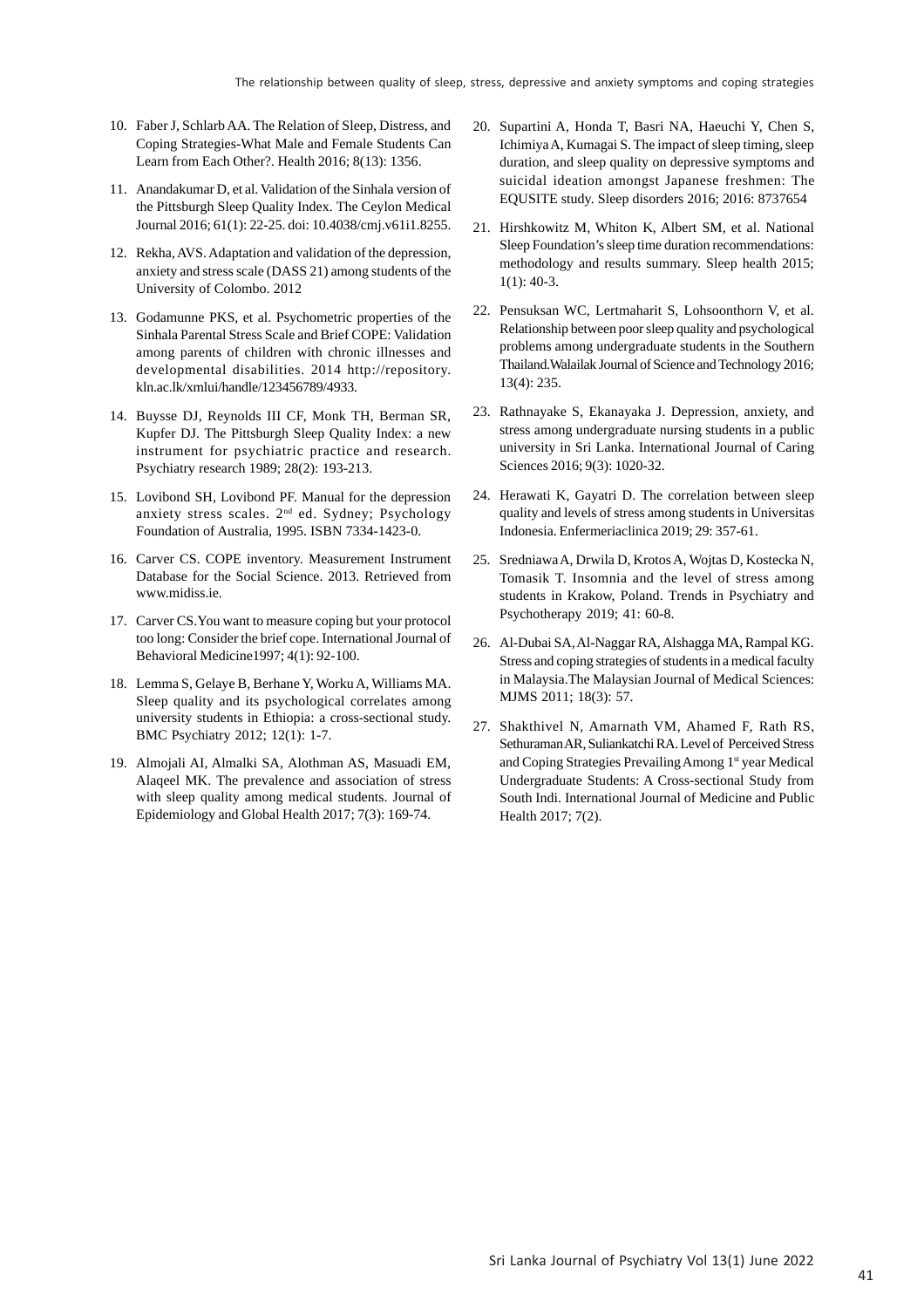10. Faber J, Schlarb AA. The Relation of Sleep, Distress, and Coping Strategies-What Male and Female Students Can Learn from Each Other?. Health 2016; 8(13): 1356.

11. Anandakumar D, et al. Validation of the Sinhala version of the Pittsburgh Sleep Quality Index. The Ceylon Medical Journal 2016; 61(1): 22-25. doi: 10.4038/cmj.v61i1.8255.

12. Rekha, AVS. Adaptation and validation of the depression, anxiety and stress scale (DASS 21) among students of the University of Colombo. 2012

13. Godamunne PKS, et al. Psychometric properties of the Sinhala Parental Stress Scale and Brief COPE: Validation among parents of children with chronic illnesses and developmental disabilities. 2014 http://repository.kln.ac.lk/xmlui/handle/123456789/4933.

14. Buysse DJ, Reynolds III CF, Monk TH, Berman SR, Kupfer DJ. The Pittsburgh Sleep Quality Index: a new instrument for psychiatric practice and research. Psychiatry research 1989; 28(2): 193-213.

15. Lovibond SH, Lovibond PF. Manual for the depression anxiety stress scales. 2nd ed. Sydney; Psychology Foundation of Australia, 1995. ISBN 7334-1423-0.

16. Carver CS. COPE inventory. Measurement Instrument Database for the Social Science. 2013. Retrieved from www.midiss.ie.

17. Carver CS.You want to measure coping but your protocol too long: Consider the brief cope. International Journal of Behavioral Medicine1997; 4(1): 92-100.

18. Lemma S, Gelaye B, Berhane Y, Worku A, Williams MA. Sleep quality and its psychological correlates among university students in Ethiopia: a cross-sectional study. BMC Psychiatry 2012; 12(1): 1-7.

19. Almojali AI, Almalki SA, Alothman AS, Masuadi EM, Alaqeel MK. The prevalence and association of stress with sleep quality among medical students. Journal of Epidemiology and Global Health 2017; 7(3): 169-74.

20. Supartini A, Honda T, Basri NA, Haeuchi Y, Chen S, Ichimiya A, Kumagai S. The impact of sleep timing, sleep duration, and sleep quality on depressive symptoms and suicidal ideation amongst Japanese freshmen: The EQUSITE study. Sleep disorders 2016; 2016: 8737654

21. Hirshkowitz M, Whiton K, Albert SM, et al. National Sleep Foundation's sleep time duration recommendations: methodology and results summary. Sleep health 2015; 1(1): 40-3.

22. Pensuksan WC, Lertmaharit S, Lohsoonthorn V, et al. Relationship between poor sleep quality and psychological problems among undergraduate students in the Southern Thailand.Walailak Journal of Science and Technology 2016; 13(4): 235.

23. Rathnayake S, Ekanayaka J. Depression, anxiety, and stress among undergraduate nursing students in a public university in Sri Lanka. International Journal of Caring Sciences 2016; 9(3): 1020-32.

24. Herawati K, Gayatri D. The correlation between sleep quality and levels of stress among students in Universitas Indonesia. Enfermeriaclinica 2019; 29: 357-61.

25. Sredniawa A, Drwila D, Krotos A, Wojtas D, Kostecka N, Tomasik T. Insomnia and the level of stress among students in Krakow, Poland. Trends in Psychiatry and Psychotherapy 2019; 41: 60-8.

26. Al-Dubai SA, Al-Naggar RA, Alshagga MA, Rampal KG. Stress and coping strategies of students in a medical faculty in Malaysia.The Malaysian Journal of Medical Sciences: MJMS 2011; 18(3): 57.

27. Shakthivel N, Amarnath VM, Ahamed F, Rath RS, Sethuraman AR, Suliankatchi RA. Level of Perceived Stress and Coping Strategies Prevailing Among 1st year Medical Undergraduate Students: A Cross-sectional Study from South Indi. International Journal of Medicine and Public Health 2017; 7(2).